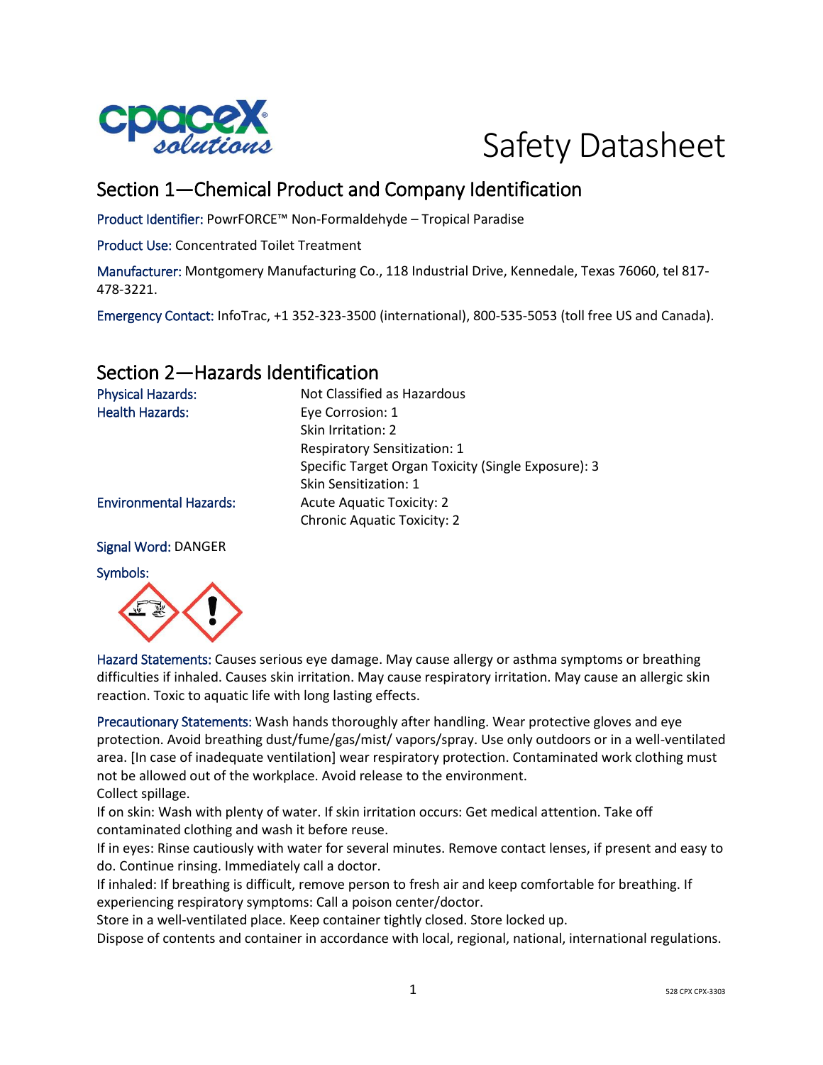# Safety Datasheet

## Section 1—Chemical Product and Company Identification

Product Identifier: PowrFORCE™ Non-Formaldehyde – Tropical Paradise

Product Use: Concentrated Toilet Treatment

Manufacturer: Montgomery Manufacturing Co., 118 Industrial Drive, Kennedale, Texas 76060, tel 817-478-3221.

Emergency Contact: InfoTrac, +1 352-323-3500 (international), 800-535-5053 (toll free US and Canada).

## Section 2—Hazards Identification

| | |
|---|---|
| Physical Hazards: | Not Classified as Hazardous |
| Health Hazards: | Eye Corrosion: 1 |
| | Skin Irritation: 2 |
| | Respiratory Sensitization: 1 |
| | Specific Target Organ Toxicity (Single Exposure): 3 |
| | Skin Sensitization: 1 |
| Environmental Hazards: | Acute Aquatic Toxicity: 2 |
| | Chronic Aquatic Toxicity: 2 |

Signal Word: DANGER

Symbols:

Hazard Statements: Causes serious eye damage. May cause allergy or asthma symptoms or breathing difficulties if inhaled. Causes skin irritation. May cause respiratory irritation. May cause an allergic skin reaction. Toxic to aquatic life with long lasting effects.

Precautionary Statements: Wash hands thoroughly after handling. Wear protective gloves and eye protection. Avoid breathing dust/fume/gas/mist/ vapors/spray. Use only outdoors or in a well-ventilated area. [In case of inadequate ventilation] wear respiratory protection. Contaminated work clothing must not be allowed out of the workplace. Avoid release to the environment.
Collect spillage.
If on skin: Wash with plenty of water. If skin irritation occurs: Get medical attention. Take off contaminated clothing and wash it before reuse.
If in eyes: Rinse cautiously with water for several minutes. Remove contact lenses, if present and easy to do. Continue rinsing. Immediately call a doctor.
If inhaled: If breathing is difficult, remove person to fresh air and keep comfortable for breathing. If experiencing respiratory symptoms: Call a poison center/doctor.
Store in a well-ventilated place. Keep container tightly closed. Store locked up.
Dispose of contents and container in accordance with local, regional, national, international regulations.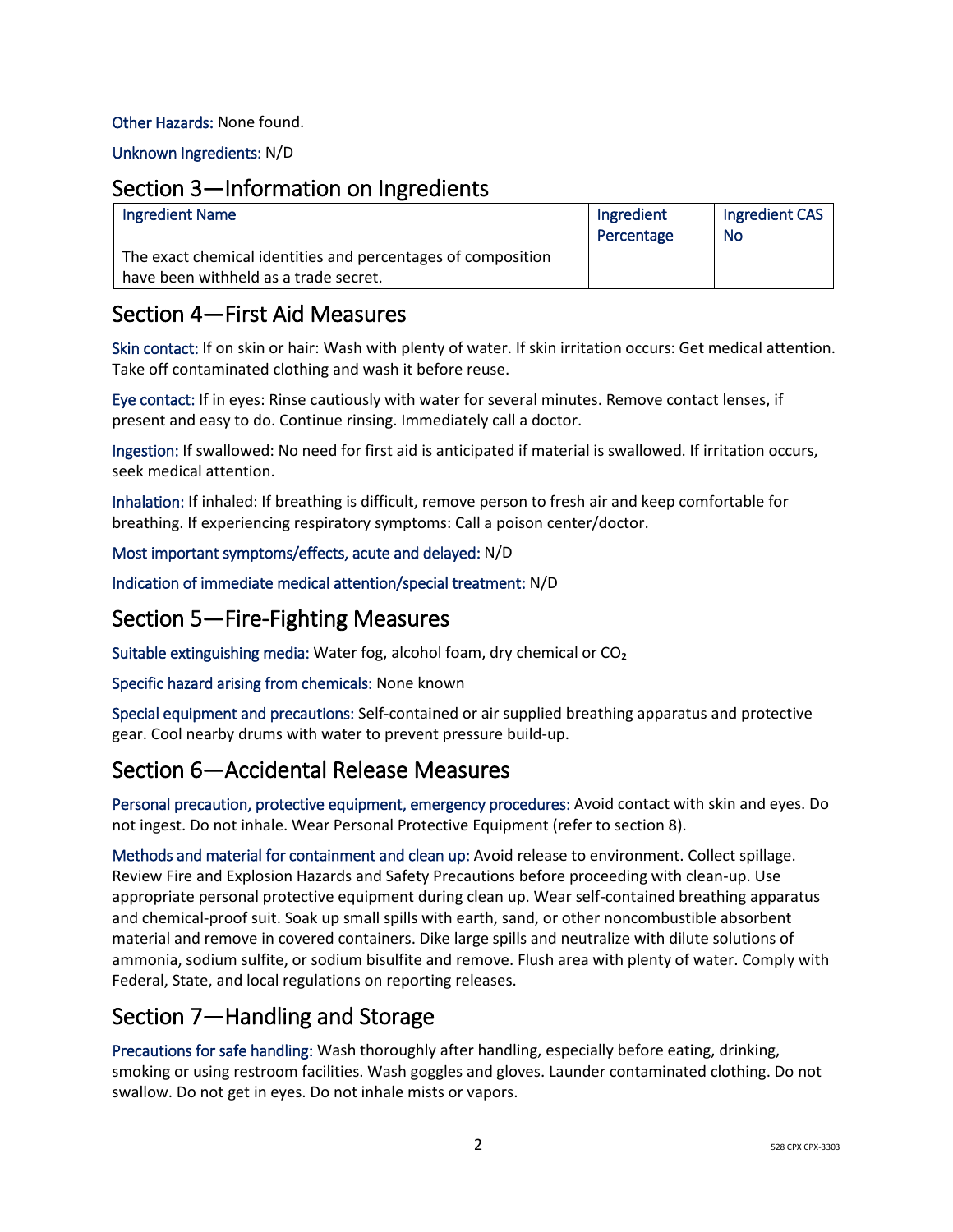Other Hazards: None found.

Unknown Ingredients: N/D

## Section 3—Information on Ingredients

| Ingredient Name | Ingredient Percentage | Ingredient CAS No |
|---|---|---|
| The exact chemical identities and percentages of composition have been withheld as a trade secret. | | |

## Section 4—First Aid Measures

Skin contact: If on skin or hair: Wash with plenty of water. If skin irritation occurs: Get medical attention. Take off contaminated clothing and wash it before reuse.

Eye contact: If in eyes: Rinse cautiously with water for several minutes. Remove contact lenses, if present and easy to do. Continue rinsing. Immediately call a doctor.

Ingestion: If swallowed: No need for first aid is anticipated if material is swallowed. If irritation occurs, seek medical attention.

Inhalation: If inhaled: If breathing is difficult, remove person to fresh air and keep comfortable for breathing. If experiencing respiratory symptoms: Call a poison center/doctor.

Most important symptoms/effects, acute and delayed: N/D

Indication of immediate medical attention/special treatment: N/D

## Section 5—Fire-Fighting Measures

Suitable extinguishing media: Water fog, alcohol foam, dry chemical or $CO_2$

Specific hazard arising from chemicals: None known

Special equipment and precautions: Self-contained or air supplied breathing apparatus and protective gear. Cool nearby drums with water to prevent pressure build-up.

## Section 6—Accidental Release Measures

Personal precaution, protective equipment, emergency procedures: Avoid contact with skin and eyes. Do not ingest. Do not inhale. Wear Personal Protective Equipment (refer to section 8).

Methods and material for containment and clean up: Avoid release to environment. Collect spillage. Review Fire and Explosion Hazards and Safety Precautions before proceeding with clean-up. Use appropriate personal protective equipment during clean up. Wear self-contained breathing apparatus and chemical-proof suit. Soak up small spills with earth, sand, or other noncombustible absorbent material and remove in covered containers. Dike large spills and neutralize with dilute solutions of ammonia, sodium sulfite, or sodium bisulfite and remove. Flush area with plenty of water. Comply with Federal, State, and local regulations on reporting releases.

## Section 7—Handling and Storage

Precautions for safe handling: Wash thoroughly after handling, especially before eating, drinking, smoking or using restroom facilities. Wash goggles and gloves. Launder contaminated clothing. Do not swallow. Do not get in eyes. Do not inhale mists or vapors.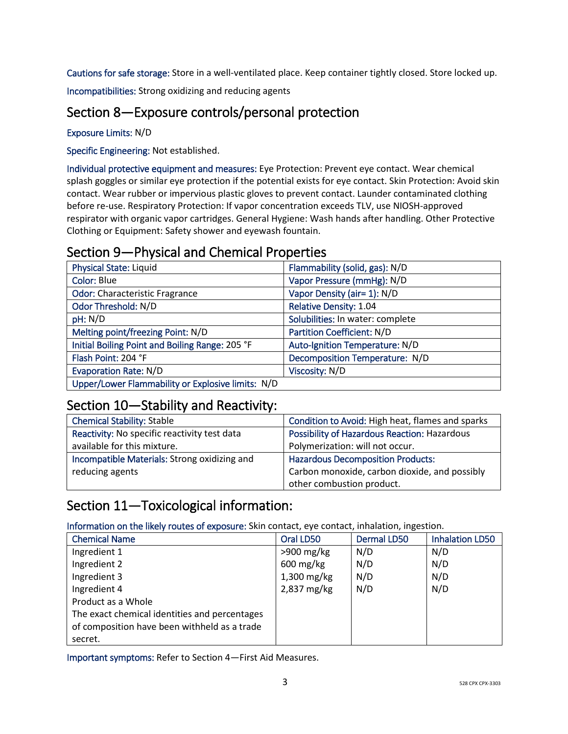Cautions for safe storage: Store in a well-ventilated place. Keep container tightly closed. Store locked up.

Incompatibilities: Strong oxidizing and reducing agents

## Section 8—Exposure controls/personal protection

Exposure Limits: N/D

Specific Engineering: Not established.

Individual protective equipment and measures: Eye Protection: Prevent eye contact. Wear chemical splash goggles or similar eye protection if the potential exists for eye contact. Skin Protection: Avoid skin contact. Wear rubber or impervious plastic gloves to prevent contact. Launder contaminated clothing before re-use. Respiratory Protection: If vapor concentration exceeds TLV, use NIOSH-approved respirator with organic vapor cartridges. General Hygiene: Wash hands after handling. Other Protective Clothing or Equipment: Safety shower and eyewash fountain.

## Section 9—Physical and Chemical Properties

| Physical State: Liquid | Flammability (solid, gas): N/D |
|---|---|
| Color: Blue | Vapor Pressure (mmHg): N/D |
| Odor: Characteristic Fragrance | Vapor Density (air= 1): N/D |
| Odor Threshold: N/D | Relative Density: 1.04 |
| pH: N/D | Solubilities: In water: complete |
| Melting point/freezing Point: N/D | Partition Coefficient: N/D |
| Initial Boiling Point and Boiling Range: 205 °F | Auto-Ignition Temperature: N/D |
| Flash Point: 204 °F | Decomposition Temperature: N/D |
| Evaporation Rate: N/D | Viscosity: N/D |
| Upper/Lower Flammability or Explosive limits: N/D | |

## Section 10—Stability and Reactivity:

| Chemical Stability: Stable | Condition to Avoid: High heat, flames and sparks |
|---|---|
| Reactivity: No specific reactivity test data available for this mixture. | Possibility of Hazardous Reaction: Hazardous Polymerization: will not occur. |
| Incompatible Materials: Strong oxidizing and reducing agents | Hazardous Decomposition Products: Carbon monoxide, carbon dioxide, and possibly other combustion product. |

## Section 11—Toxicological information:

Information on the likely routes of exposure: Skin contact, eye contact, inhalation, ingestion.

| Chemical Name | Oral LD50 | Dermal LD50 | Inhalation LD50 |
|---|---|---|---|
| Ingredient 1 | >900 mg/kg | N/D | N/D |
| Ingredient 2 | 600 mg/kg | N/D | N/D |
| Ingredient 3 | 1,300 mg/kg | N/D | N/D |
| Ingredient 4 | 2,837 mg/kg | N/D | N/D |
| Product as a Whole<br>The exact chemical identities and percentages of composition have been withheld as a trade secret. | | | |

Important symptoms: Refer to Section 4—First Aid Measures.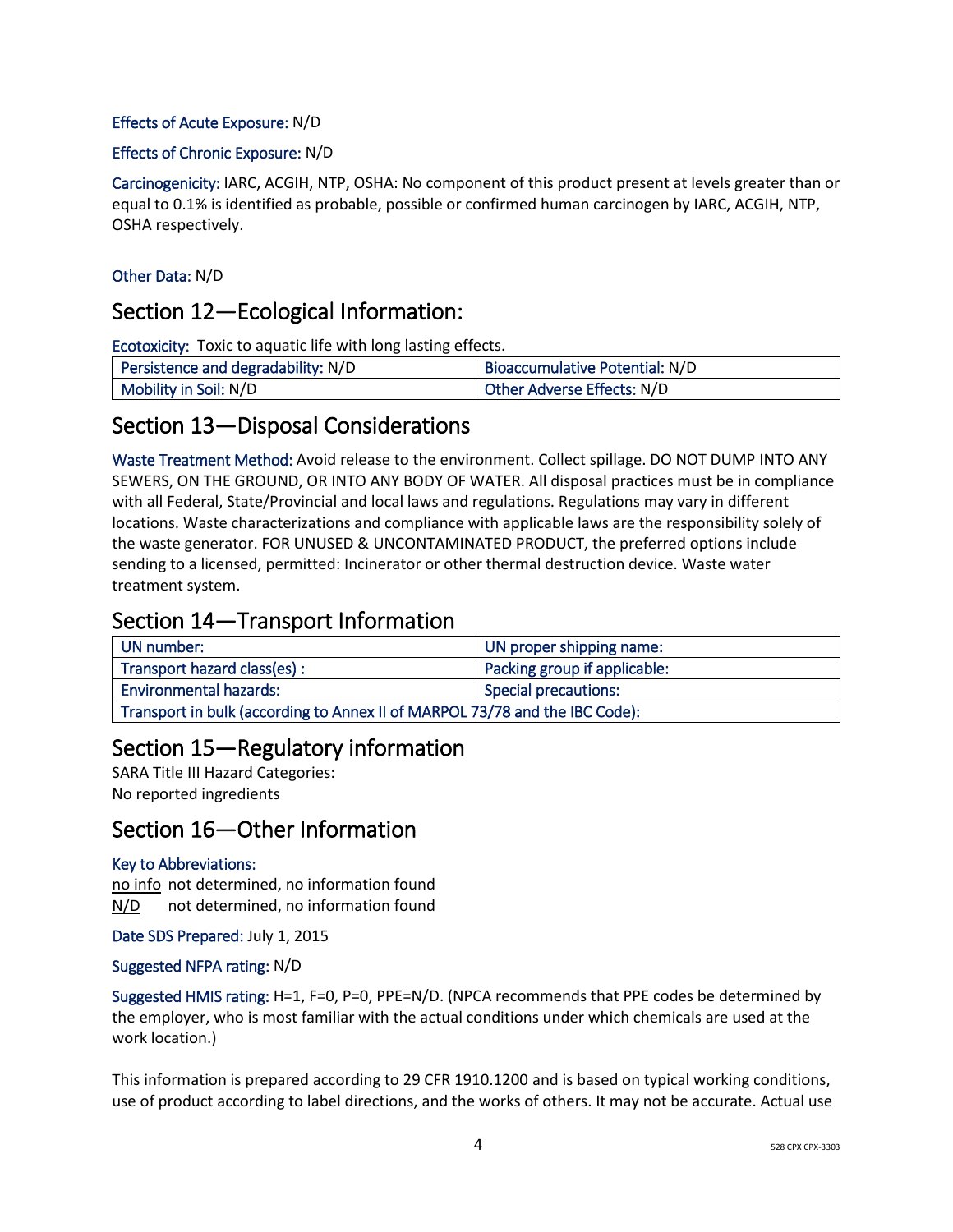Effects of Acute Exposure: N/D

Effects of Chronic Exposure: N/D

Carcinogenicity: IARC, ACGIH, NTP, OSHA: No component of this product present at levels greater than or equal to 0.1% is identified as probable, possible or confirmed human carcinogen by IARC, ACGIH, NTP, OSHA respectively.

Other Data: N/D

## Section 12—Ecological Information:

Ecotoxicity: Toxic to aquatic life with long lasting effects.

| Persistence and degradability: N/D | Bioaccumulative Potential: N/D |
|---|---|
| Mobility in Soil: N/D | Other Adverse Effects: N/D |

## Section 13—Disposal Considerations

Waste Treatment Method: Avoid release to the environment. Collect spillage. DO NOT DUMP INTO ANY SEWERS, ON THE GROUND, OR INTO ANY BODY OF WATER. All disposal practices must be in compliance with all Federal, State/Provincial and local laws and regulations. Regulations may vary in different locations. Waste characterizations and compliance with applicable laws are the responsibility solely of the waste generator. FOR UNUSED & UNCONTAMINATED PRODUCT, the preferred options include sending to a licensed, permitted: Incinerator or other thermal destruction device. Waste water treatment system.

## Section 14—Transport Information

| UN number: | UN proper shipping name: |
|---|---|
| Transport hazard class(es) : | Packing group if applicable: |
| Environmental hazards: | Special precautions: |
| Transport in bulk (according to Annex II of MARPOL 73/78 and the IBC Code): | |

## Section 15—Regulatory information

SARA Title III Hazard Categories:
No reported ingredients

## Section 16—Other Information

Key to Abbreviations:

no info not determined, no information found
N/D not determined, no information found

Date SDS Prepared: July 1, 2015

Suggested NFPA rating: N/D

Suggested HMIS rating: H=1, F=0, P=0, PPE=N/D. (NPCA recommends that PPE codes be determined by the employer, who is most familiar with the actual conditions under which chemicals are used at the work location.)

This information is prepared according to 29 CFR 1910.1200 and is based on typical working conditions, use of product according to label directions, and the works of others. It may not be accurate. Actual use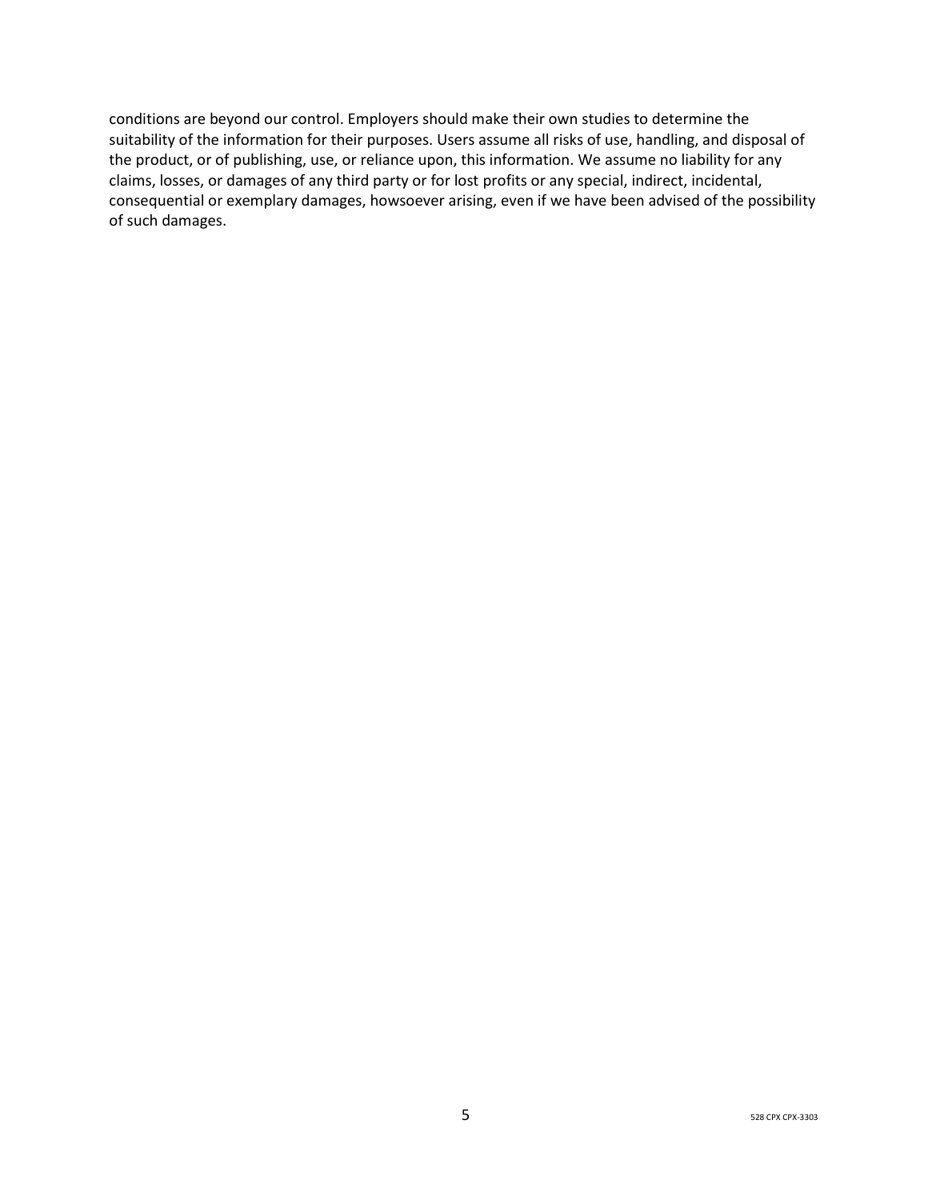conditions are beyond our control. Employers should make their own studies to determine the suitability of the information for their purposes. Users assume all risks of use, handling, and disposal of the product, or of publishing, use, or reliance upon, this information. We assume no liability for any claims, losses, or damages of any third party or for lost profits or any special, indirect, incidental, consequential or exemplary damages, howsoever arising, even if we have been advised of the possibility of such damages.